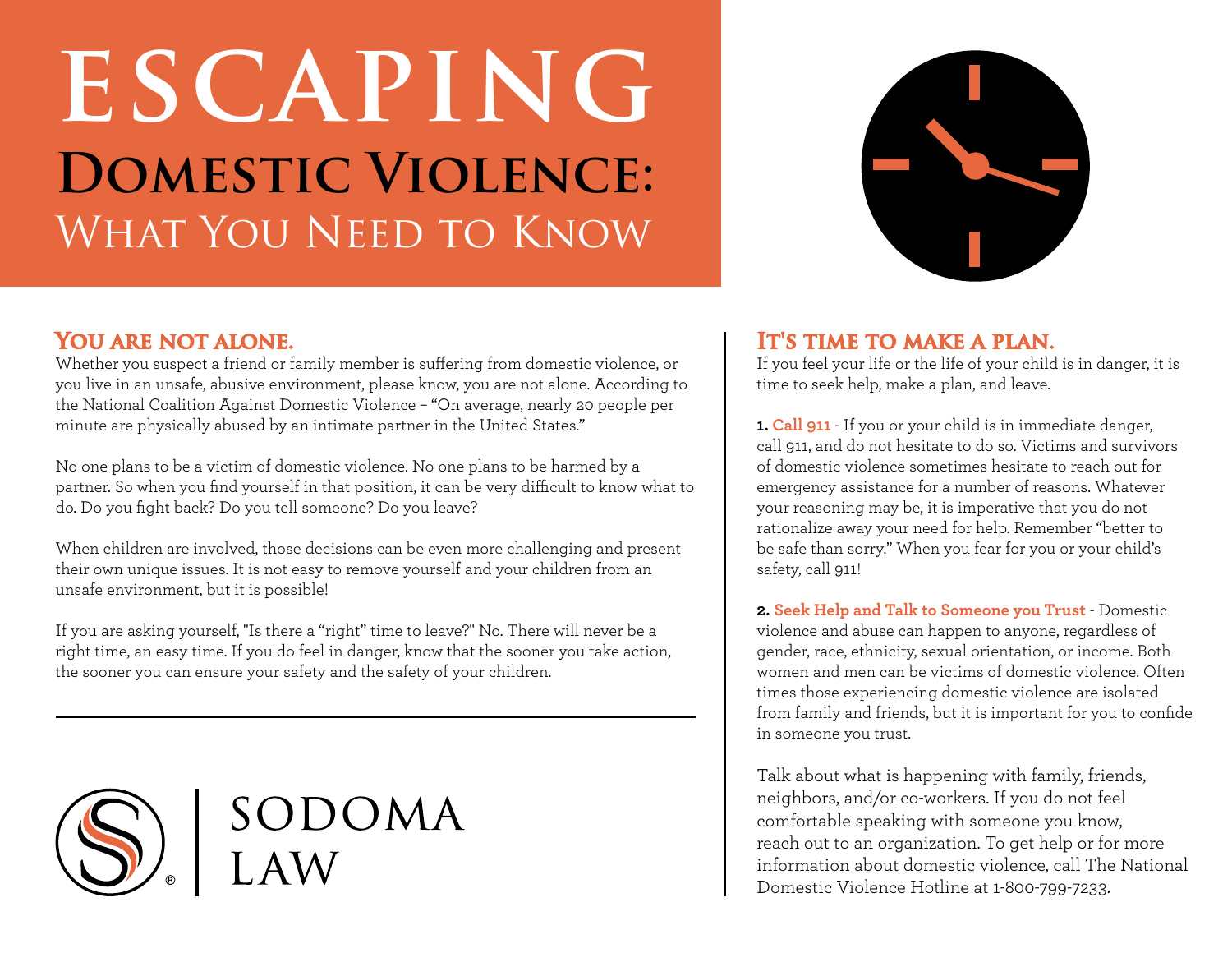# ESCAPING Domestic Violence: What You Need to Know

## You are not alone.

Whether you suspect a friend or family member is suffering from domestic violence, or you live in an unsafe, abusive environment, please know, you are not alone. According to the National Coalition Against Domestic Violence – "On average, nearly 20 people per minute are physically abused by an intimate partner in the United States."

No one plans to be a victim of domestic violence. No one plans to be harmed by a partner. So when you find yourself in that position, it can be very difficult to know what to do. Do you fight back? Do you tell someone? Do you leave?

When children are involved, those decisions can be even more challenging and present their own unique issues. It is not easy to remove yourself and your children from an unsafe environment, but it is possible!

If you are asking yourself, "Is there a "right" time to leave?" No. There will never be a right time, an easy time. If you do feel in danger, know that the sooner you take action, the sooner you can ensure your safety and the safety of your children.

SODOMA LAW

## It's time to make a plan.

If you feel your life or the life of your child is in danger, it is time to seek help, make a plan, and leave.

**1. Call 911** - If you or your child is in immediate danger, call 911, and do not hesitate to do so. Victims and survivors of domestic violence sometimes hesitate to reach out for emergency assistance for a number of reasons. Whatever your reasoning may be, it is imperative that you do not rationalize away your need for help. Remember "better to be safe than sorry." When you fear for you or your child's safety, call 911!

**2. Seek Help and Talk to Someone you Trust** - Domestic violence and abuse can happen to anyone, regardless of gender, race, ethnicity, sexual orientation, or income. Both women and men can be victims of domestic violence. Often times those experiencing domestic violence are isolated from family and friends, but it is important for you to confide in someone you trust.

Talk about what is happening with family, friends, neighbors, and/or co-workers. If you do not feel comfortable speaking with someone you know, reach out to an organization. To get help or for more information about domestic violence, call The National Domestic Violence Hotline at 1-800-799-7233.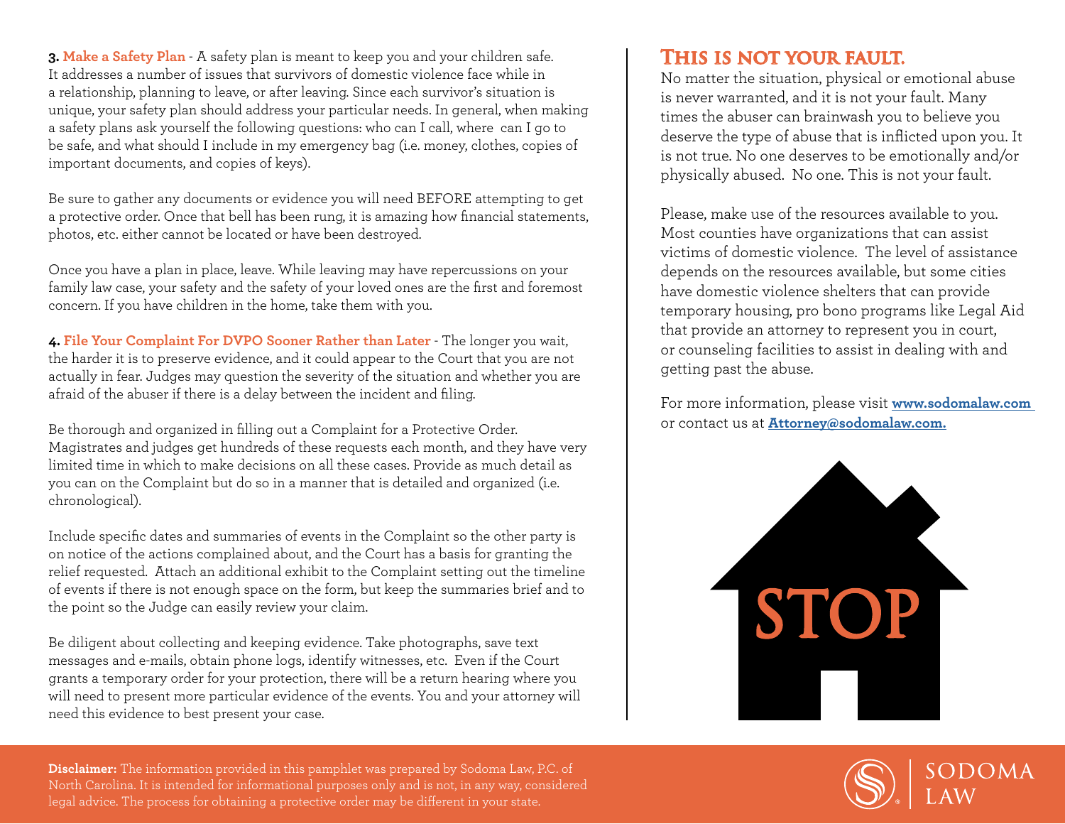**3. Make a Safety Plan** - A safety plan is meant to keep you and your children safe. It addresses a number of issues that survivors of domestic violence face while in a relationship, planning to leave, or after leaving. Since each survivor's situation is unique, your safety plan should address your particular needs. In general, when making a safety plans ask yourself the following questions: who can I call, where can I go to be safe, and what should I include in my emergency bag (i.e. money, clothes, copies of important documents, and copies of keys).

Be sure to gather any documents or evidence you will need BEFORE attempting to get a protective order. Once that bell has been rung, it is amazing how financial statements, photos, etc. either cannot be located or have been destroyed.

Once you have a plan in place, leave. While leaving may have repercussions on your family law case, your safety and the safety of your loved ones are the first and foremost concern. If you have children in the home, take them with you.

**4. File Your Complaint For DVPO Sooner Rather than Later** - The longer you wait, the harder it is to preserve evidence, and it could appear to the Court that you are not actually in fear. Judges may question the severity of the situation and whether you are afraid of the abuser if there is a delay between the incident and filing.

Be thorough and organized in filling out a Complaint for a Protective Order. Magistrates and judges get hundreds of these requests each month, and they have very limited time in which to make decisions on all these cases. Provide as much detail as you can on the Complaint but do so in a manner that is detailed and organized (i.e. chronological).

Include specific dates and summaries of events in the Complaint so the other party is on notice of the actions complained about, and the Court has a basis for granting the relief requested. Attach an additional exhibit to the Complaint setting out the timeline of events if there is not enough space on the form, but keep the summaries brief and to the point so the Judge can easily review your claim.

Be diligent about collecting and keeping evidence. Take photographs, save text messages and e-mails, obtain phone logs, identify witnesses, etc. Even if the Court grants a temporary order for your protection, there will be a return hearing where you will need to present more particular evidence of the events. You and your attorney will need this evidence to best present your case.

## This is not your fault.

No matter the situation, physical or emotional abuse is never warranted, and it is not your fault. Many times the abuser can brainwash you to believe you deserve the type of abuse that is inflicted upon you. It is not true. No one deserves to be emotionally and/or physically abused. No one. This is not your fault.

Please, make use of the resources available to you. Most counties have organizations that can assist victims of domestic violence. The level of assistance depends on the resources available, but some cities have domestic violence shelters that can provide temporary housing, pro bono programs like Legal Aid that provide an attorney to represent you in court, or counseling facilities to assist in dealing with and getting past the abuse.

For more information, please visit **www.sodomalaw.com** or contact us at **Attorney@sodomalaw.com.**

STOP

**Disclaimer:** The information provided in this pamphlet was prepared by Sodoma Law, P.C. of North Carolina. It is intended for informational purposes only and is not, in any way, considered legal advice. The process for obtaining a protective order may be different in your state.

SODOMA LAW